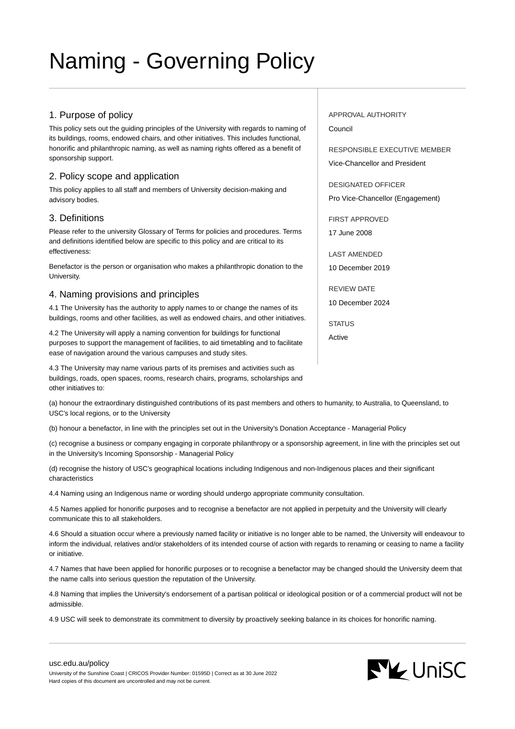# Naming - Governing Policy

APPROVAL AUTHORITY
Council

RESPONSIBLE EXECUTIVE MEMBER
Vice-Chancellor and President

DESIGNATED OFFICER
Pro Vice-Chancellor (Engagement)

FIRST APPROVED
17 June 2008

LAST AMENDED
10 December 2019

REVIEW DATE
10 December 2024

STATUS
Active

## 1. Purpose of policy

This policy sets out the guiding principles of the University with regards to naming of its buildings, rooms, endowed chairs, and other initiatives. This includes functional, honorific and philanthropic naming, as well as naming rights offered as a benefit of sponsorship support.

## 2. Policy scope and application

This policy applies to all staff and members of University decision-making and advisory bodies.

## 3. Definitions

Please refer to the university Glossary of Terms for policies and procedures. Terms and definitions identified below are specific to this policy and are critical to its effectiveness:

Benefactor is the person or organisation who makes a philanthropic donation to the University.

## 4. Naming provisions and principles

4.1 The University has the authority to apply names to or change the names of its buildings, rooms and other facilities, as well as endowed chairs, and other initiatives.

4.2 The University will apply a naming convention for buildings for functional purposes to support the management of facilities, to aid timetabling and to facilitate ease of navigation around the various campuses and study sites.

4.3 The University may name various parts of its premises and activities such as buildings, roads, open spaces, rooms, research chairs, programs, scholarships and other initiatives to:

(a) honour the extraordinary distinguished contributions of its past members and others to humanity, to Australia, to Queensland, to USC's local regions, or to the University

(b) honour a benefactor, in line with the principles set out in the University's Donation Acceptance - Managerial Policy

(c) recognise a business or company engaging in corporate philanthropy or a sponsorship agreement, in line with the principles set out in the University's Incoming Sponsorship - Managerial Policy

(d) recognise the history of USC's geographical locations including Indigenous and non-Indigenous places and their significant characteristics

4.4 Naming using an Indigenous name or wording should undergo appropriate community consultation.

4.5 Names applied for honorific purposes and to recognise a benefactor are not applied in perpetuity and the University will clearly communicate this to all stakeholders.

4.6 Should a situation occur where a previously named facility or initiative is no longer able to be named, the University will endeavour to inform the individual, relatives and/or stakeholders of its intended course of action with regards to renaming or ceasing to name a facility or initiative.

4.7 Names that have been applied for honorific purposes or to recognise a benefactor may be changed should the University deem that the name calls into serious question the reputation of the University.

4.8 Naming that implies the University's endorsement of a partisan political or ideological position or of a commercial product will not be admissible.

4.9 USC will seek to demonstrate its commitment to diversity by proactively seeking balance in its choices for honorific naming.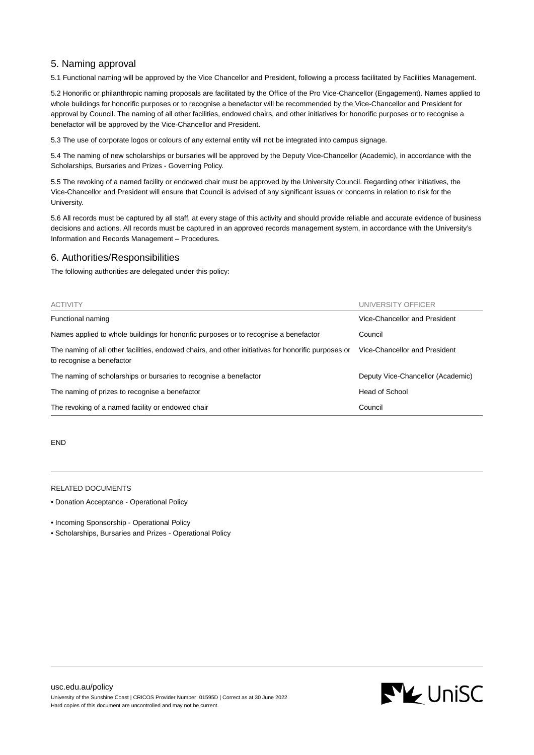## 5. Naming approval

5.1 Functional naming will be approved by the Vice Chancellor and President, following a process facilitated by Facilities Management.

5.2 Honorific or philanthropic naming proposals are facilitated by the Office of the Pro Vice-Chancellor (Engagement). Names applied to whole buildings for honorific purposes or to recognise a benefactor will be recommended by the Vice-Chancellor and President for approval by Council. The naming of all other facilities, endowed chairs, and other initiatives for honorific purposes or to recognise a benefactor will be approved by the Vice-Chancellor and President.

5.3 The use of corporate logos or colours of any external entity will not be integrated into campus signage.

5.4 The naming of new scholarships or bursaries will be approved by the Deputy Vice-Chancellor (Academic), in accordance with the Scholarships, Bursaries and Prizes - Governing Policy.

5.5 The revoking of a named facility or endowed chair must be approved by the University Council. Regarding other initiatives, the Vice-Chancellor and President will ensure that Council is advised of any significant issues or concerns in relation to risk for the University.

5.6 All records must be captured by all staff, at every stage of this activity and should provide reliable and accurate evidence of business decisions and actions. All records must be captured in an approved records management system, in accordance with the University's Information and Records Management – Procedures.

## 6. Authorities/Responsibilities

The following authorities are delegated under this policy:

| ACTIVITY | UNIVERSITY OFFICER |
|---|---|
| Functional naming | Vice-Chancellor and President |
| Names applied to whole buildings for honorific purposes or to recognise a benefactor | Council |
| The naming of all other facilities, endowed chairs, and other initiatives for honorific purposes or to recognise a benefactor | Vice-Chancellor and President |
| The naming of scholarships or bursaries to recognise a benefactor | Deputy Vice-Chancellor (Academic) |
| The naming of prizes to recognise a benefactor | Head of School |
| The revoking of a named facility or endowed chair | Council |

END

---

RELATED DOCUMENTS

- Donation Acceptance - Operational Policy
- Incoming Sponsorship - Operational Policy
- Scholarships, Bursaries and Prizes - Operational Policy